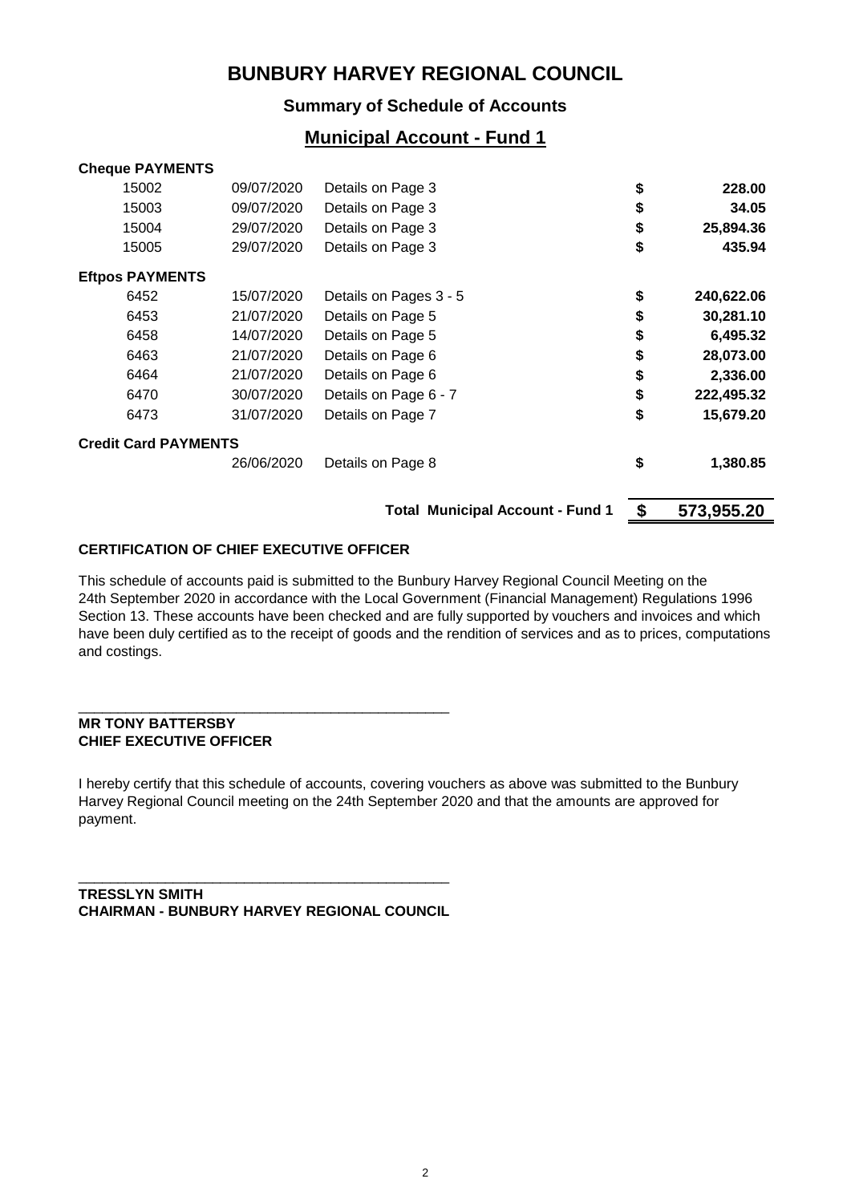# BUNBURY HARVEY REGIONAL COUNCIL

### Summary of Schedule of Accounts

## Municipal Account - Fund 1

| | | | | |
|---|---|---|---|---|
| **Cheque PAYMENTS** | | | | |
| 15002 | 09/07/2020 | Details on Page 3 | $ | **228.00** |
| 15003 | 09/07/2020 | Details on Page 3 | $ | **34.05** |
| 15004 | 29/07/2020 | Details on Page 3 | $ | **25,894.36** |
| 15005 | 29/07/2020 | Details on Page 3 | $ | **435.94** |
| **Eftpos PAYMENTS** | | | | |
| 6452 | 15/07/2020 | Details on Pages 3 - 5 | $ | **240,622.06** |
| 6453 | 21/07/2020 | Details on Page 5 | $ | **30,281.10** |
| 6458 | 14/07/2020 | Details on Page 5 | $ | **6,495.32** |
| 6463 | 21/07/2020 | Details on Page 6 | $ | **28,073.00** |
| 6464 | 21/07/2020 | Details on Page 6 | $ | **2,336.00** |
| 6470 | 30/07/2020 | Details on Page 6 - 7 | $ | **222,495.32** |
| 6473 | 31/07/2020 | Details on Page 7 | $ | **15,679.20** |
| **Credit Card PAYMENTS** | | | | |
| | 26/06/2020 | Details on Page 8 | $ | **1,380.85** |
| | | **Total Municipal Account - Fund 1** | **$** | **573,955.20** |

**CERTIFICATION OF CHIEF EXECUTIVE OFFICER**

This schedule of accounts paid is submitted to the Bunbury Harvey Regional Council Meeting on the 24th September 2020 in accordance with the Local Government (Financial Management) Regulations 1996 Section 13. These accounts have been checked and are fully supported by vouchers and invoices and which have been duly certified as to the receipt of goods and the rendition of services and as to prices, computations and costings.

\_\_\_\_\_\_\_\_\_\_\_\_\_\_\_\_\_\_\_\_\_\_\_\_\_\_\_\_\_\_\_\_\_\_\_\_\_\_\_\_\_\_\_\_

**MR TONY BATTERSBY**
**CHIEF EXECUTIVE OFFICER**

I hereby certify that this schedule of accounts, covering vouchers as above was submitted to the Bunbury Harvey Regional Council meeting on the 24th September 2020 and that the amounts are approved for payment.

\_\_\_\_\_\_\_\_\_\_\_\_\_\_\_\_\_\_\_\_\_\_\_\_\_\_\_\_\_\_\_\_\_\_\_\_\_\_\_\_\_\_\_\_

**TRESSLYN SMITH**
**CHAIRMAN - BUNBURY HARVEY REGIONAL COUNCIL**